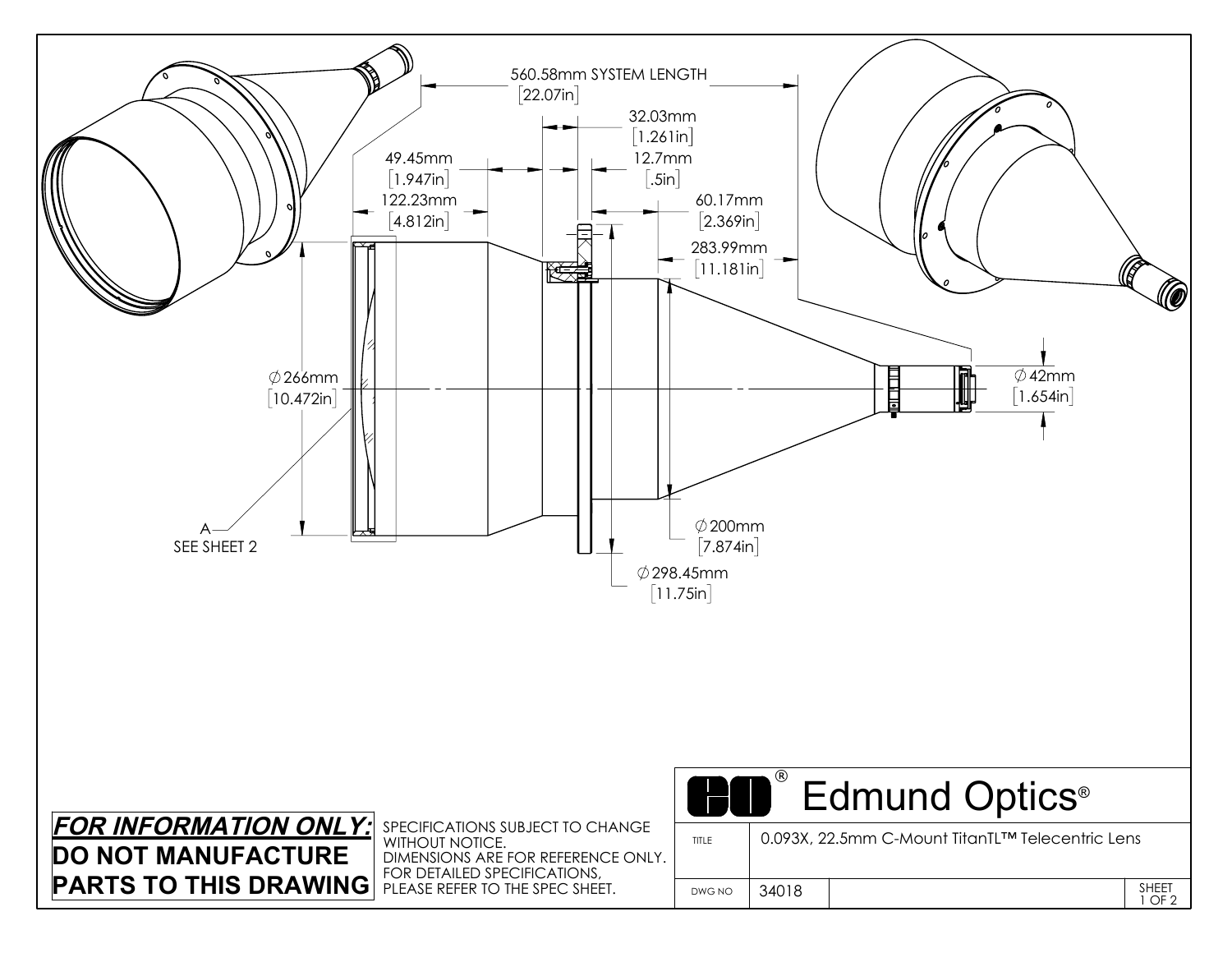560.58mm SYSTEM LENGTH [22.07in]

32.03mm [1.261in]

49.45mm [1.947in]

12.7mm [.5in]

122.23mm [4.812in]

60.17mm [2.369in]

283.99mm [11.181in]

∅266mm [10.472in]

∅42mm [1.654in]

A SEE SHEET 2

∅200mm [7.874in]

∅298.45mm [11.75in]

***FOR INFORMATION ONLY:***
**DO NOT MANUFACTURE PARTS TO THIS DRAWING**

SPECIFICATIONS SUBJECT TO CHANGE WITHOUT NOTICE.
DIMENSIONS ARE FOR REFERENCE ONLY.
FOR DETAILED SPECIFICATIONS, PLEASE REFER TO THE SPEC SHEET.

Edmund Optics®

| TITLE | 0.093X, 22.5mm C-Mount TitanTL™ Telecentric Lens | |
|---|---|---|
| DWG NO | 34018 | SHEET 1 OF 2 |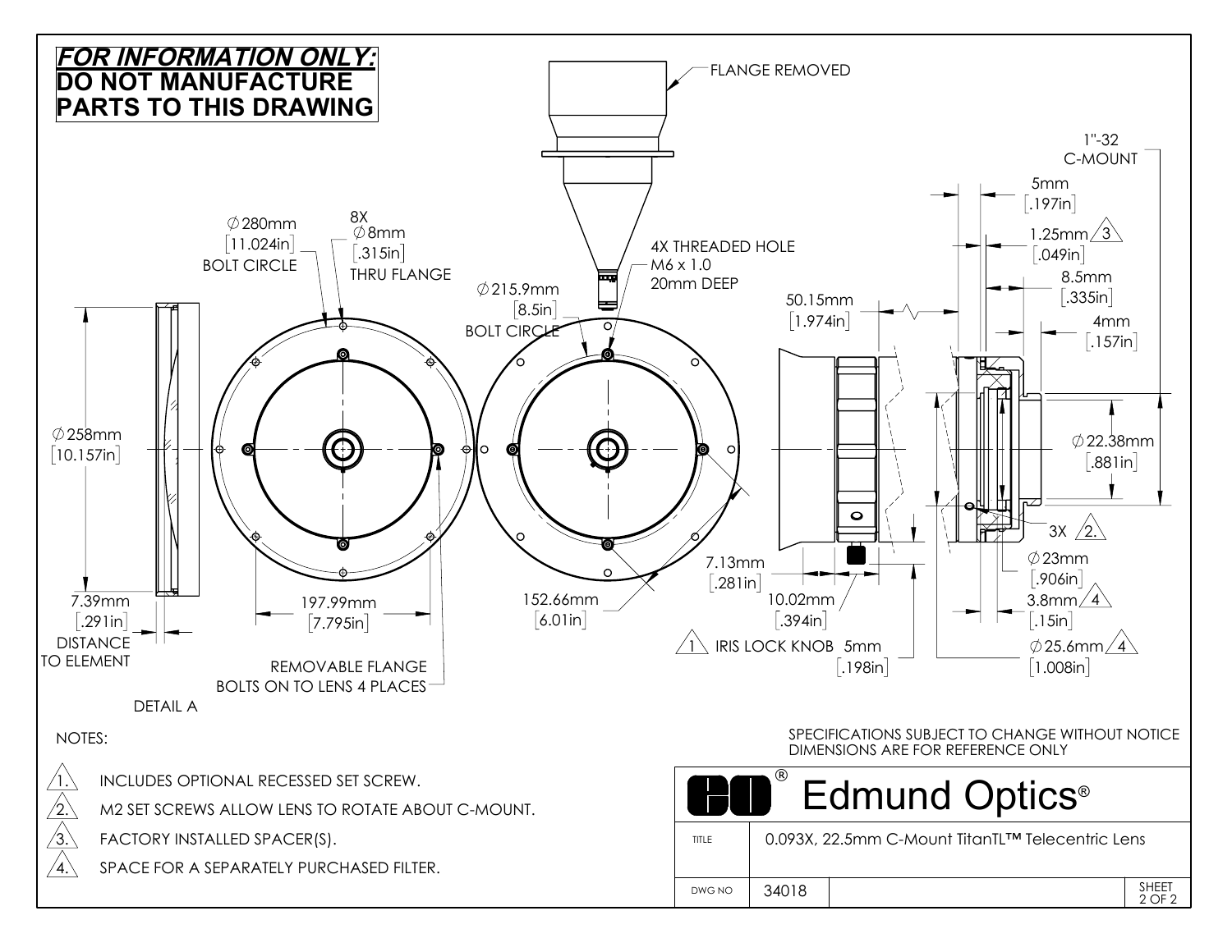***FOR INFORMATION ONLY:***
**DO NOT MANUFACTURE PARTS TO THIS DRAWING**

FLANGE REMOVED

1"-32
C-MOUNT

5mm
[.197in]

1.25mm 3
[.049in]

8.5mm
[.335in]

4mm
[.157in]

∅280mm
[11.024in]
BOLT CIRCLE

8X
∅8mm
[.315in]
THRU FLANGE

4X THREADED HOLE
M6 x 1.0
20mm DEEP

∅215.9mm
[8.5in]
BOLT CIRCLE

50.15mm
[1.974in]

∅258mm
[10.157in]

∅22.38mm
[.881in]

3X 2.

∅23mm
[.906in]

7.13mm
[.281in]

7.39mm
[.291in]
DISTANCE
TO ELEMENT

197.99mm
[7.795in]

152.66mm
[6.01in]

10.02mm
[.394in]

3.8mm 4
[.15in]

1 IRIS LOCK KNOB 5mm
[.198in]

∅25.6mm 4
[1.008in]

REMOVABLE FLANGE
BOLTS ON TO LENS 4 PLACES

DETAIL A

NOTES:

1. INCLUDES OPTIONAL RECESSED SET SCREW.
2. M2 SET SCREWS ALLOW LENS TO ROTATE ABOUT C-MOUNT.
3. FACTORY INSTALLED SPACER(S).
4. SPACE FOR A SEPARATELY PURCHASED FILTER.

SPECIFICATIONS SUBJECT TO CHANGE WITHOUT NOTICE
DIMENSIONS ARE FOR REFERENCE ONLY

| | |
|---|---|
| | Edmund Optics® |
| TITLE | 0.093X, 22.5mm C-Mount TitanTL™ Telecentric Lens |
| DWG NO | 34018 |